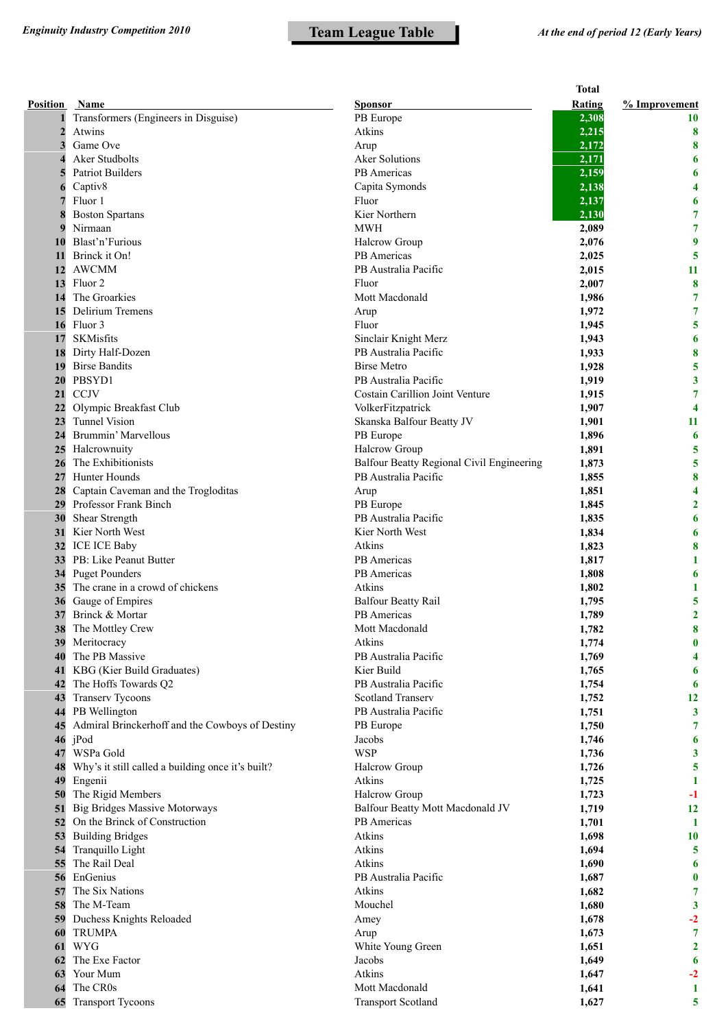*Enginuity Industry Competition 2010*

# Team League Table

*At the end of period 12 (Early Years)*

| Position | Name | Sponsor | Total Rating | % Improvement |
|---|---|---|---|---|
| 1 | Transformers (Engineers in Disguise) | PB Europe | 2,308 | 10 |
| 2 | Atwins | Atkins | 2,215 | 8 |
| 3 | Game Ove | Arup | 2,172 | 8 |
| 4 | Aker Studbolts | Aker Solutions | 2,171 | 6 |
| 5 | Patriot Builders | PB Americas | 2,159 | 6 |
| 6 | Captiv8 | Capita Symonds | 2,138 | 4 |
| 7 | Fluor 1 | Fluor | 2,137 | 6 |
| 8 | Boston Spartans | Kier Northern | 2,130 | 7 |
| 9 | Nirmaan | MWH | 2,089 | 7 |
| 10 | Blast'n'Furious | Halcrow Group | 2,076 | 9 |
| 11 | Brinck it On! | PB Americas | 2,025 | 5 |
| 12 | AWCMM | PB Australia Pacific | 2,015 | 11 |
| 13 | Fluor 2 | Fluor | 2,007 | 8 |
| 14 | The Groarkies | Mott Macdonald | 1,986 | 7 |
| 15 | Delirium Tremens | Arup | 1,972 | 7 |
| 16 | Fluor 3 | Fluor | 1,945 | 5 |
| 17 | SKMisfits | Sinclair Knight Merz | 1,943 | 6 |
| 18 | Dirty Half-Dozen | PB Australia Pacific | 1,933 | 8 |
| 19 | Birse Bandits | Birse Metro | 1,928 | 5 |
| 20 | PBSYD1 | PB Australia Pacific | 1,919 | 3 |
| 21 | CCJV | Costain Carillion Joint Venture | 1,915 | 7 |
| 22 | Olympic Breakfast Club | VolkerFitzpatrick | 1,907 | 4 |
| 23 | Tunnel Vision | Skanska Balfour Beatty JV | 1,901 | 11 |
| 24 | Brummin' Marvellous | PB Europe | 1,896 | 6 |
| 25 | Halcrownuity | Halcrow Group | 1,891 | 5 |
| 26 | The Exhibitionists | Balfour Beatty Regional Civil Engineering | 1,873 | 5 |
| 27 | Hunter Hounds | PB Australia Pacific | 1,855 | 8 |
| 28 | Captain Caveman and the Trogloditas | Arup | 1,851 | 4 |
| 29 | Professor Frank Binch | PB Europe | 1,845 | 2 |
| 30 | Shear Strength | PB Australia Pacific | 1,835 | 6 |
| 31 | Kier North West | Kier North West | 1,834 | 6 |
| 32 | ICE ICE Baby | Atkins | 1,823 | 8 |
| 33 | PB: Like Peanut Butter | PB Americas | 1,817 | 1 |
| 34 | Puget Pounders | PB Americas | 1,808 | 6 |
| 35 | The crane in a crowd of chickens | Atkins | 1,802 | 1 |
| 36 | Gauge of Empires | Balfour Beatty Rail | 1,795 | 5 |
| 37 | Brinck & Mortar | PB Americas | 1,789 | 2 |
| 38 | The Mottley Crew | Mott Macdonald | 1,782 | 8 |
| 39 | Meritocracy | Atkins | 1,774 | 0 |
| 40 | The PB Massive | PB Australia Pacific | 1,769 | 4 |
| 41 | KBG (Kier Build Graduates) | Kier Build | 1,765 | 6 |
| 42 | The Hoffs Towards Q2 | PB Australia Pacific | 1,754 | 6 |
| 43 | Transerv Tycoons | Scotland Transerv | 1,752 | 12 |
| 44 | PB Wellington | PB Australia Pacific | 1,751 | 3 |
| 45 | Admiral Brinckerhoff and the Cowboys of Destiny | PB Europe | 1,750 | 7 |
| 46 | jPod | Jacobs | 1,746 | 6 |
| 47 | WSPa Gold | WSP | 1,736 | 3 |
| 48 | Why's it still called a building once it's built? | Halcrow Group | 1,726 | 5 |
| 49 | Engenii | Atkins | 1,725 | 1 |
| 50 | The Rigid Members | Halcrow Group | 1,723 | -1 |
| 51 | Big Bridges Massive Motorways | Balfour Beatty Mott Macdonald JV | 1,719 | 12 |
| 52 | On the Brinck of Construction | PB Americas | 1,701 | 1 |
| 53 | Building Bridges | Atkins | 1,698 | 10 |
| 54 | Tranquillo Light | Atkins | 1,694 | 5 |
| 55 | The Rail Deal | Atkins | 1,690 | 6 |
| 56 | EnGenius | PB Australia Pacific | 1,687 | 0 |
| 57 | The Six Nations | Atkins | 1,682 | 7 |
| 58 | The M-Team | Mouchel | 1,680 | 3 |
| 59 | Duchess Knights Reloaded | Amey | 1,678 | -2 |
| 60 | TRUMPA | Arup | 1,673 | 7 |
| 61 | WYG | White Young Green | 1,651 | 2 |
| 62 | The Exe Factor | Jacobs | 1,649 | 6 |
| 63 | Your Mum | Atkins | 1,647 | -2 |
| 64 | The CR0s | Mott Macdonald | 1,641 | 1 |
| 65 | Transport Tycoons | Transport Scotland | 1,627 | 5 |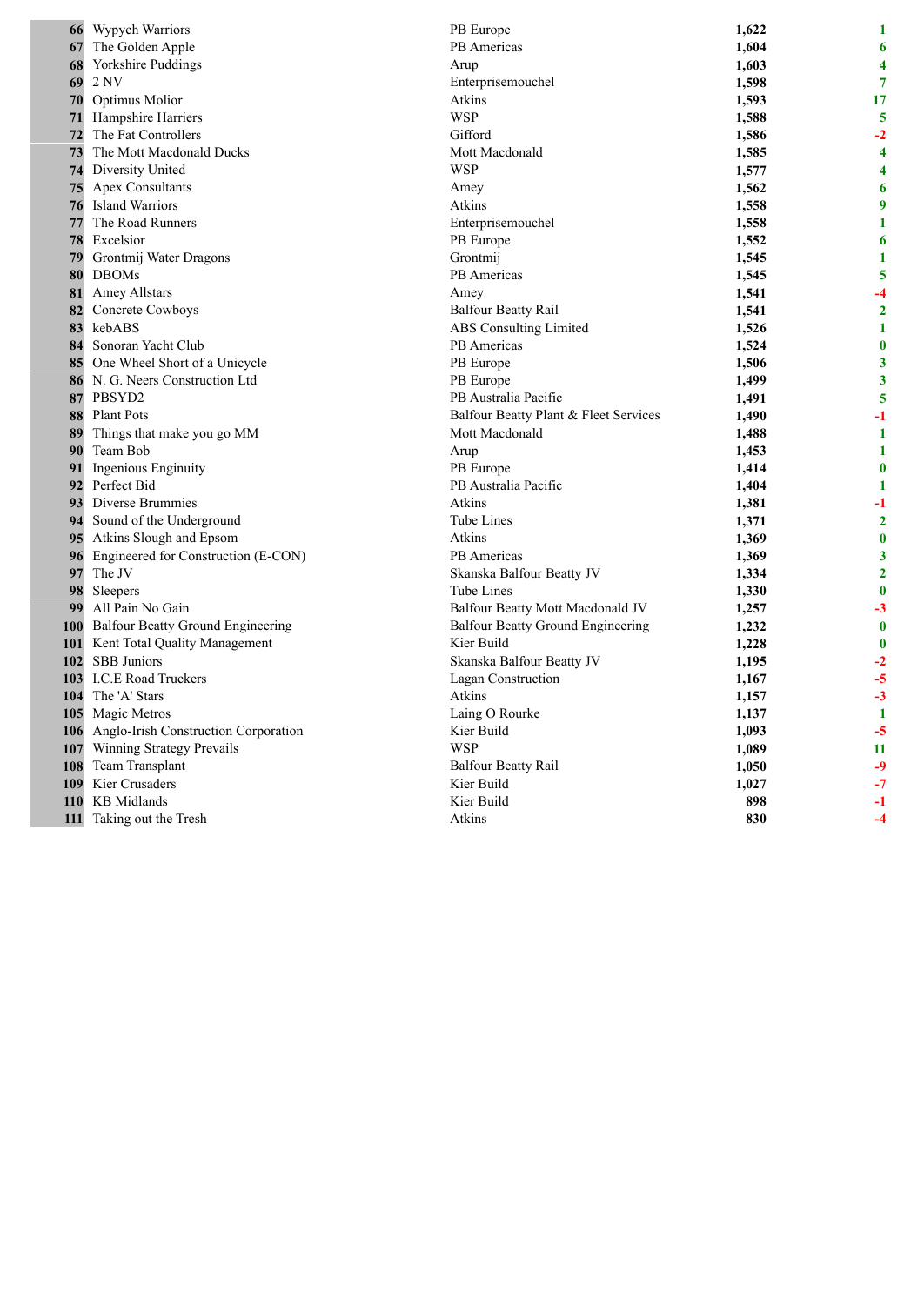| | | | | |
|---|---|---|---|---|
| **66** | Wypych Warriors | PB Europe | **1,622** | **1** |
| **67** | The Golden Apple | PB Americas | **1,604** | **6** |
| **68** | Yorkshire Puddings | Arup | **1,603** | **4** |
| **69** | 2 NV | Enterprisemouchel | **1,598** | **7** |
| **70** | Optimus Molior | Atkins | **1,593** | **17** |
| **71** | Hampshire Harriers | WSP | **1,588** | **5** |
| **72** | The Fat Controllers | Gifford | **1,586** | **-2** |
| **73** | The Mott Macdonald Ducks | Mott Macdonald | **1,585** | **4** |
| **74** | Diversity United | WSP | **1,577** | **4** |
| **75** | Apex Consultants | Amey | **1,562** | **6** |
| **76** | Island Warriors | Atkins | **1,558** | **9** |
| **77** | The Road Runners | Enterprisemouchel | **1,558** | **1** |
| **78** | Excelsior | PB Europe | **1,552** | **6** |
| **79** | Grontmij Water Dragons | Grontmij | **1,545** | **1** |
| **80** | DBOMs | PB Americas | **1,545** | **5** |
| **81** | Amey Allstars | Amey | **1,541** | **-4** |
| **82** | Concrete Cowboys | Balfour Beatty Rail | **1,541** | **2** |
| **83** | kebABS | ABS Consulting Limited | **1,526** | **1** |
| **84** | Sonoran Yacht Club | PB Americas | **1,524** | **0** |
| **85** | One Wheel Short of a Unicycle | PB Europe | **1,506** | **3** |
| **86** | N. G. Neers Construction Ltd | PB Europe | **1,499** | **3** |
| **87** | PBSYD2 | PB Australia Pacific | **1,491** | **5** |
| **88** | Plant Pots | Balfour Beatty Plant & Fleet Services | **1,490** | **-1** |
| **89** | Things that make you go MM | Mott Macdonald | **1,488** | **1** |
| **90** | Team Bob | Arup | **1,453** | **1** |
| **91** | Ingenious Enginuity | PB Europe | **1,414** | **0** |
| **92** | Perfect Bid | PB Australia Pacific | **1,404** | **1** |
| **93** | Diverse Brummies | Atkins | **1,381** | **-1** |
| **94** | Sound of the Underground | Tube Lines | **1,371** | **2** |
| **95** | Atkins Slough and Epsom | Atkins | **1,369** | **0** |
| **96** | Engineered for Construction (E-CON) | PB Americas | **1,369** | **3** |
| **97** | The JV | Skanska Balfour Beatty JV | **1,334** | **2** |
| **98** | Sleepers | Tube Lines | **1,330** | **0** |
| **99** | All Pain No Gain | Balfour Beatty Mott Macdonald JV | **1,257** | **-3** |
| **100** | Balfour Beatty Ground Engineering | Balfour Beatty Ground Engineering | **1,232** | **0** |
| **101** | Kent Total Quality Management | Kier Build | **1,228** | **0** |
| **102** | SBB Juniors | Skanska Balfour Beatty JV | **1,195** | **-2** |
| **103** | I.C.E Road Truckers | Lagan Construction | **1,167** | **-5** |
| **104** | The 'A' Stars | Atkins | **1,157** | **-3** |
| **105** | Magic Metros | Laing O Rourke | **1,137** | **1** |
| **106** | Anglo-Irish Construction Corporation | Kier Build | **1,093** | **-5** |
| **107** | Winning Strategy Prevails | WSP | **1,089** | **11** |
| **108** | Team Transplant | Balfour Beatty Rail | **1,050** | **-9** |
| **109** | Kier Crusaders | Kier Build | **1,027** | **-7** |
| **110** | KB Midlands | Kier Build | **898** | **-1** |
| **111** | Taking out the Tresh | Atkins | **830** | **-4** |